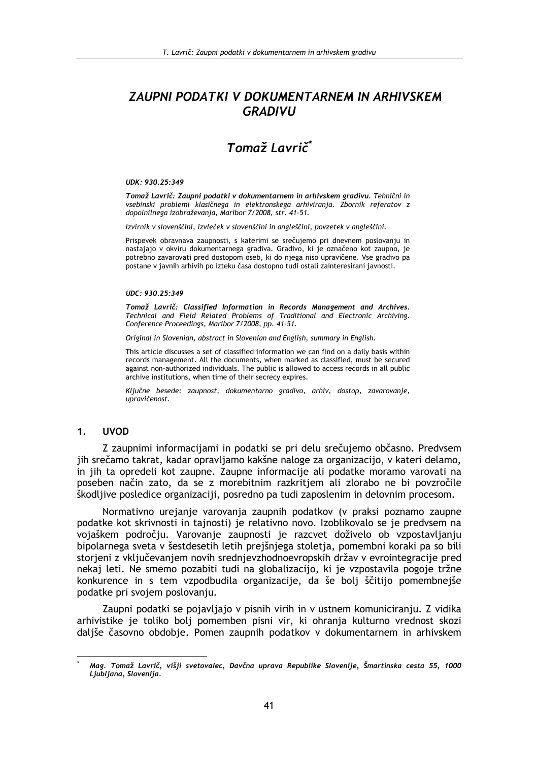# ZAUPNI PODATKI V DOKUMENTARNEM IN ARHIVSKEM GRADIVU

## Tomaž Lavrič*

*UDK: 930.25:349*

***Tomaž Lavrič: Zaupni podatki v dokumentarnem in arhivskem gradivu.*** *Tehnični in vsebinski problemi klasičnega in elektronskega arhiviranja. Zbornik referatov z dopolnilnega izobraževanja, Maribor 7/2008, str. 41-51.*

*Izvirnik v slovenščini, izvleček v slovenščini in angleščini, povzetek v angleščini.*

Prispevek obravnava zaupnosti, s katerimi se srečujemo pri dnevnem poslovanju in nastajajo v okviru dokumentarnega gradiva. Gradivo, ki je označeno kot zaupno, je potrebno zavarovati pred dostopom oseb, ki do njega niso upravičene. Vse gradivo pa postane v javnih arhivih po izteku časa dostopno tudi ostali zainteresirani javnosti.

*UDC: 930.25:349*

***Tomaž Lavrič: Classified Information in Records Management and Archives.*** *Technical and Field Related Problems of Traditional and Electronic Archiving. Conference Proceedings, Maribor 7/2008, pp. 41-51.*

*Original in Slovenian, abstract in Slovenian and English, summary in English.*

This article discusses a set of classified information we can find on a daily basis within records management. All the documents, when marked as classified, must be secured against non-authorized individuals. The public is allowed to access records in all public archive institutions, when time of their secrecy expires.

*Ključne besede: zaupnost, dokumentarno gradivo, arhiv, dostop, zavarovanje, upravičenost.*

## 1. UVOD

Z zaupnimi informacijami in podatki se pri delu srečujemo občasno. Predvsem jih srečamo takrat, kadar opravljamo kakšne naloge za organizacijo, v kateri delamo, in jih ta opredeli kot zaupne. Zaupne informacije ali podatke moramo varovati na poseben način zato, da se z morebitnim razkritjem ali zlorabo ne bi povzročile škodljive posledice organizaciji, posredno pa tudi zaposlenim in delovnim procesom.

Normativno urejanje varovanja zaupnih podatkov (v praksi poznamo zaupne podatke kot skrivnosti in tajnosti) je relativno novo. Izoblikovalo se je predvsem na vojaškem področju. Varovanje zaupnosti je razcvet doživelo ob vzpostavljanju bipolarnega sveta v šestdesetih letih prejšnjega stoletja, pomembni koraki pa so bili storjeni z vključevanjem novih srednjevzhodnoevropskih držav v evrointegracije pred nekaj leti. Ne smemo pozabiti tudi na globalizacijo, ki je vzpostavila pogoje tržne konkurence in s tem vzpodbudila organizacije, da še bolj ščitijo pomembnejše podatke pri svojem poslovanju.

Zaupni podatki se pojavljajo v pisnih virih in v ustnem komuniciranju. Z vidika arhivistike je toliko bolj pomemben pisni vir, ki ohranja kulturno vrednost skozi daljše časovno obdobje. Pomen zaupnih podatkov v dokumentarnem in arhivskem

---

\* ***Mag. Tomaž Lavrič, višji svetovalec, Davčna uprava Republike Slovenije, Šmartinska cesta 55, 1000 Ljubljana, Slovenija.***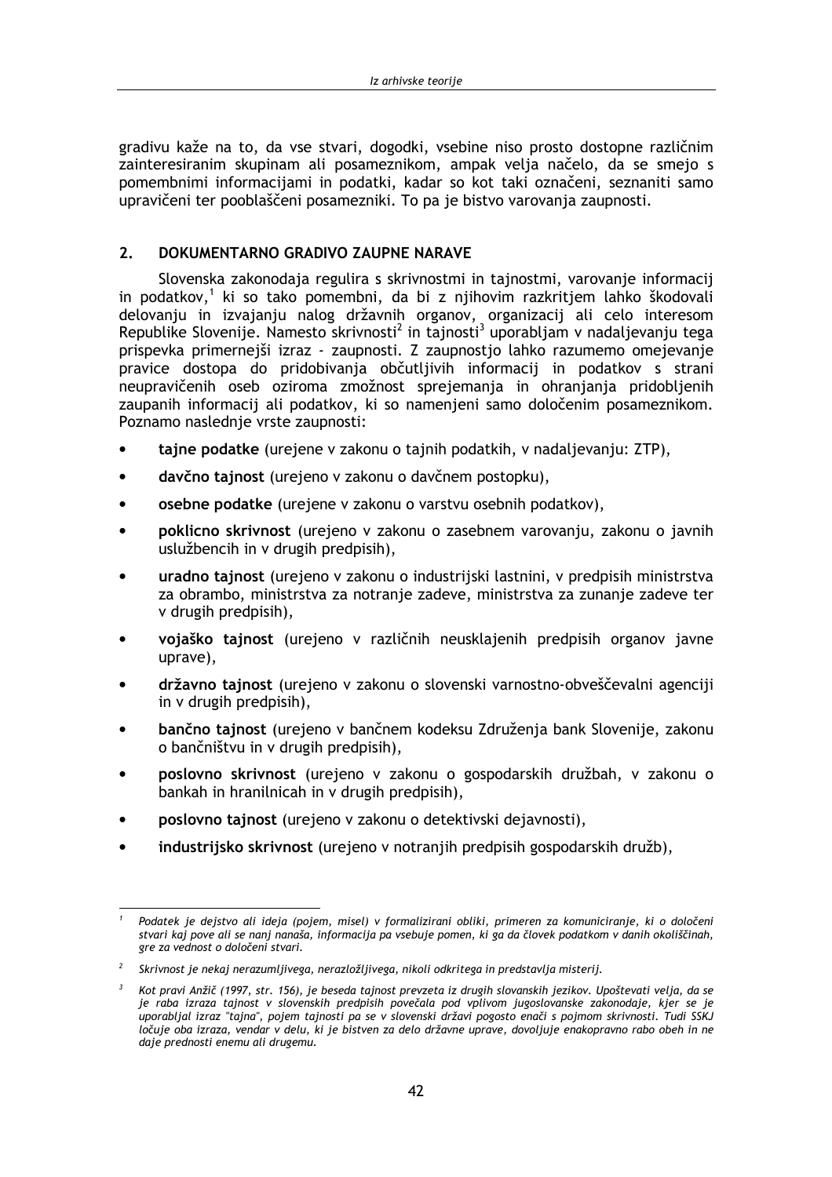gradivu kaže na to, da vse stvari, dogodki, vsebine niso prosto dostopne različnim zainteresiranim skupinam ali posameznikom, ampak velja načelo, da se smejo s pomembnimi informacijami in podatki, kadar so kot taki označeni, seznaniti samo upravičeni ter pooblaščeni posamezniki. To pa je bistvo varovanja zaupnosti.

## 2. DOKUMENTARNO GRADIVO ZAUPNE NARAVE

Slovenska zakonodaja regulira s skrivnostmi in tajnostmi, varovanje informacij in podatkov,[1] ki so tako pomembni, da bi z njihovim razkritjem lahko škodovali delovanju in izvajanju nalog državnih organov, organizacij ali celo interesom Republike Slovenije. Namesto skrivnosti[2] in tajnosti[3] uporabljam v nadaljevanju tega prispevka primernejši izraz - zaupnosti. Z zaupnostjo lahko razumemo omejevanje pravice dostopa do pridobivanja občutljivih informacij in podatkov s strani neupravičenih oseb oziroma zmožnost sprejemanja in ohranjanja pridobljenih zaupanih informacij ali podatkov, ki so namenjeni samo določenim posameznikom. Poznamo naslednje vrste zaupnosti:

- **tajne podatke** (urejene v zakonu o tajnih podatkih, v nadaljevanju: ZTP),
- **davčno tajnost** (urejeno v zakonu o davčnem postopku),
- **osebne podatke** (urejene v zakonu o varstvu osebnih podatkov),
- **poklicno skrivnost** (urejeno v zakonu o zasebnem varovanju, zakonu o javnih uslužbencih in v drugih predpisih),
- **uradno tajnost** (urejeno v zakonu o industrijski lastnini, v predpisih ministrstva za obrambo, ministrstva za notranje zadeve, ministrstva za zunanje zadeve ter v drugih predpisih),
- **vojaško tajnost** (urejeno v različnih neusklajenih predpisih organov javne uprave),
- **državno tajnost** (urejeno v zakonu o slovenski varnostno-obveščevalni agenciji in v drugih predpisih),
- **bančno tajnost** (urejeno v bančnem kodeksu Združenja bank Slovenije, zakonu o bančništvu in v drugih predpisih),
- **poslovno skrivnost** (urejeno v zakonu o gospodarskih družbah, v zakonu o bankah in hranilnicah in v drugih predpisih),
- **poslovno tajnost** (urejeno v zakonu o detektivski dejavnosti),
- **industrijsko skrivnost** (urejeno v notranjih predpisih gospodarskih družb),

---

[1] *Podatek je dejstvo ali ideja (pojem, misel) v formalizirani obliki, primeren za komuniciranje, ki o določeni stvari kaj pove ali se nanj nanaša, informacija pa vsebuje pomen, ki ga da človek podatkom v danih okoliščinah, gre za vednost o določeni stvari.*

[2] *Skrivnost je nekaj nerazumljivega, nerazložljivega, nikoli odkritega in predstavlja misterij.*

[3] *Kot pravi Anžič (1997, str. 156), je beseda tajnost prevzeta iz drugih slovanskih jezikov. Upoštevati velja, da se je raba izraza tajnost v slovenskih predpisih povečala pod vplivom jugoslovanske zakonodaje, kjer se je uporabljal izraz "tajna", pojem tajnosti pa se v slovenski državi pogosto enači s pojmom skrivnosti. Tudi SSKJ ločuje oba izraza, vendar v delu, ki je bistven za delo državne uprave, dovoljuje enakopravno rabo obeh in ne daje prednosti enemu ali drugemu.*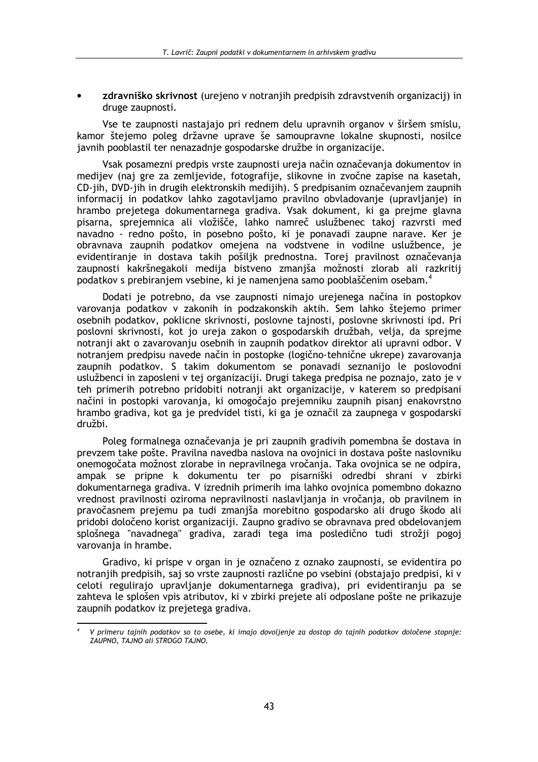- **zdravniško skrivnost** (urejeno v notranjih predpisih zdravstvenih organizacij) in druge zaupnosti.

Vse te zaupnosti nastajajo pri rednem delu upravnih organov v širšem smislu, kamor štejemo poleg državne uprave še samoupravne lokalne skupnosti, nosilce javnih pooblastil ter nenazadnje gospodarske družbe in organizacije.

Vsak posamezni predpis vrste zaupnosti ureja način označevanja dokumentov in medijev (naj gre za zemljevide, fotografije, slikovne in zvočne zapise na kasetah, CD-jih, DVD-jih in drugih elektronskih medijih). S predpisanim označevanjem zaupnih informacij in podatkov lahko zagotavljamo pravilno obvladovanje (upravljanje) in hrambo prejetega dokumentarnega gradiva. Vsak dokument, ki ga prejme glavna pisarna, sprejemnica ali vložišče, lahko namreč uslužbenec takoj razvrsti med navadno - redno pošto, in posebno pošto, ki je ponavadi zaupne narave. Ker je obravnava zaupnih podatkov omejena na vodstvene in vodilne uslužbence, je evidentiranje in dostava takih pošiljk prednostna. Torej pravilnost označevanja zaupnosti kakršnegakoli medija bistveno zmanjša možnosti zlorab ali razkritij podatkov s prebiranjem vsebine, ki je namenjena samo pooblaščenim osebam.[4]

Dodati je potrebno, da vse zaupnosti nimajo urejenega načina in postopkov varovanja podatkov v zakonih in podzakonskih aktih. Sem lahko štejemo primer osebnih podatkov, poklicne skrivnosti, poslovne tajnosti, poslovne skrivnosti ipd. Pri poslovni skrivnosti, kot jo ureja zakon o gospodarskih družbah, velja, da sprejme notranji akt o zavarovanju osebnih in zaupnih podatkov direktor ali upravni odbor. V notranjem predpisu navede način in postopke (logično-tehnične ukrepe) zavarovanja zaupnih podatkov. S takim dokumentom se ponavadi seznanijo le poslovodni uslužbenci in zaposleni v tej organizaciji. Drugi takega predpisa ne poznajo, zato je v teh primerih potrebno pridobiti notranji akt organizacije, v katerem so predpisani načini in postopki varovanja, ki omogočajo prejemniku zaupnih pisanj enakovrstno hrambo gradiva, kot ga je predvidel tisti, ki ga je označil za zaupnega v gospodarski družbi.

Poleg formalnega označevanja je pri zaupnih gradivih pomembna še dostava in prevzem take pošte. Pravilna navedba naslova na ovojnici in dostava pošte naslovniku onemogočata možnost zlorabe in nepravilnega vročanja. Taka ovojnica se ne odpira, ampak se pripne k dokumentu ter po pisarniški odredbi shrani v zbirki dokumentarnega gradiva. V izrednih primerih ima lahko ovojnica pomembno dokazno vrednost pravilnosti oziroma nepravilnosti naslavljanja in vročanja, ob pravilnem in pravočasnem prejemu pa tudi zmanjša morebitno gospodarsko ali drugo škodo ali pridobi določeno korist organizaciji. Zaupno gradivo se obravnava pred obdelovanjem splošnega "navadnega" gradiva, zaradi tega ima posledično tudi strožji pogoj varovanja in hrambe.

Gradivo, ki prispe v organ in je označeno z oznako zaupnosti, se evidentira po notranjih predpisih, saj so vrste zaupnosti različne po vsebini (obstajajo predpisi, ki v celoti regulirajo upravljanje dokumentarnega gradiva), pri evidentiranju pa se zahteva le splošen vpis atributov, ki v zbirki prejete ali odposlane pošte ne prikazuje zaupnih podatkov iz prejetega gradiva.

---

[4] *V primeru tajnih podatkov so to osebe, ki imajo dovoljenje za dostop do tajnih podatkov določene stopnje: ZAUPNO, TAJNO ali STROGO TAJNO.*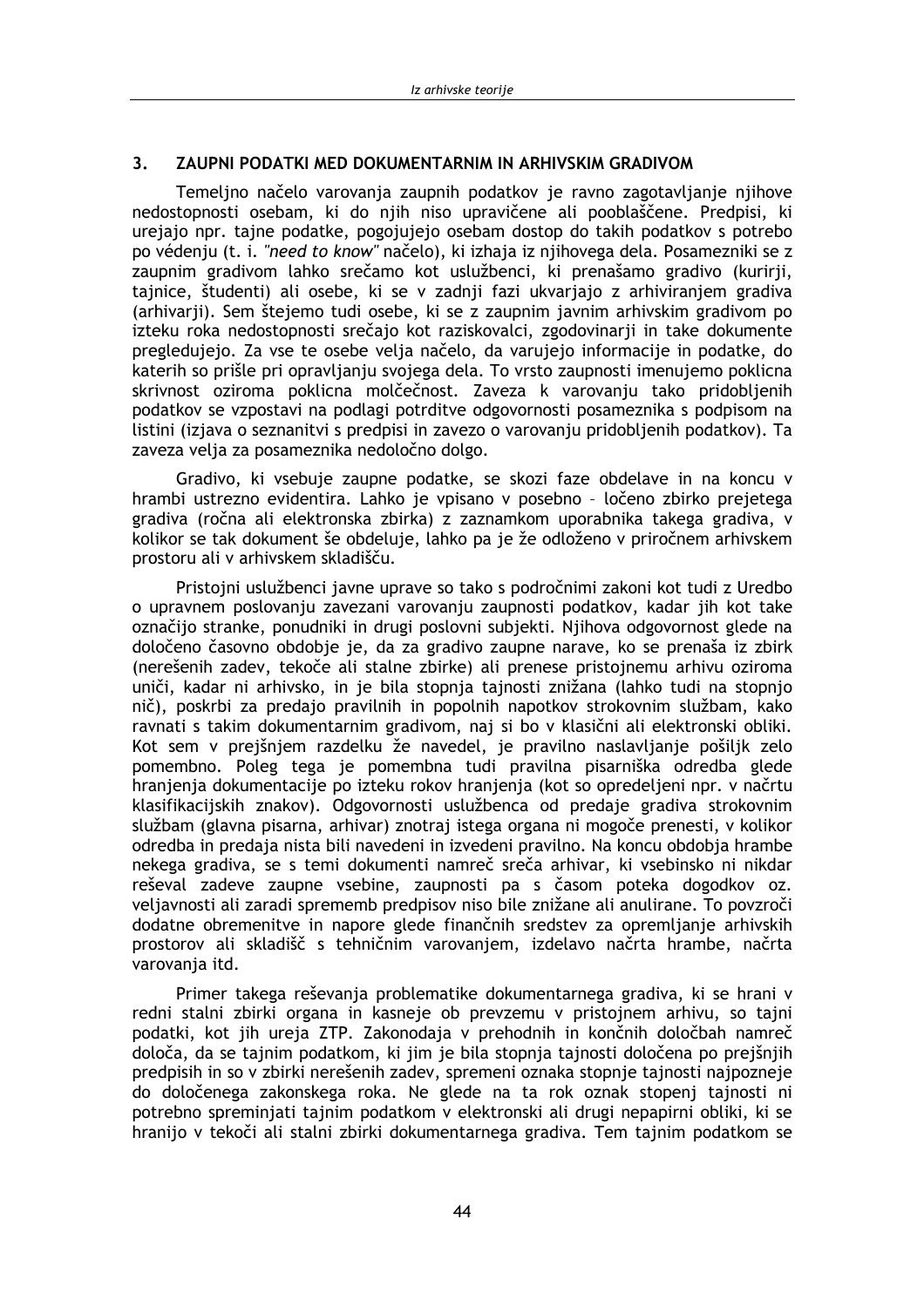## 3. ZAUPNI PODATKI MED DOKUMENTARNIM IN ARHIVSKIM GRADIVOM

Temeljno načelo varovanja zaupnih podatkov je ravno zagotavljanje njihove nedostopnosti osebam, ki do njih niso upravičene ali pooblaščene. Predpisi, ki urejajo npr. tajne podatke, pogojujejo osebam dostop do takih podatkov s potrebo po védenju (t. i. *"need to know"* načelo), ki izhaja iz njihovega dela. Posamezniki se z zaupnim gradivom lahko srečamo kot uslužbenci, ki prenašamo gradivo (kurirji, tajnice, študenti) ali osebe, ki se v zadnji fazi ukvarjajo z arhiviranjem gradiva (arhivarji). Sem štejemo tudi osebe, ki se z zaupnim javnim arhivskim gradivom po izteku roka nedostopnosti srečajo kot raziskovalci, zgodovinarji in take dokumente pregledujejo. Za vse te osebe velja načelo, da varujejo informacije in podatke, do katerih so prišle pri opravljanju svojega dela. To vrsto zaupnosti imenujemo poklicna skrivnost oziroma poklicna molčečnost. Zaveza k varovanju tako pridobljenih podatkov se vzpostavi na podlagi potrditve odgovornosti posameznika s podpisom na listini (izjava o seznanitvi s predpisi in zavezo o varovanju pridobljenih podatkov). Ta zaveza velja za posameznika nedoločno dolgo.

Gradivo, ki vsebuje zaupne podatke, se skozi faze obdelave in na koncu v hrambi ustrezno evidentira. Lahko je vpisano v posebno – ločeno zbirko prejetega gradiva (ročna ali elektronska zbirka) z zaznamkom uporabnika takega gradiva, v kolikor se tak dokument še obdeluje, lahko pa je že odloženo v priročnem arhivskem prostoru ali v arhivskem skladišču.

Pristojni uslužbenci javne uprave so tako s področnimi zakoni kot tudi z Uredbo o upravnem poslovanju zavezani varovanju zaupnosti podatkov, kadar jih kot take označijo stranke, ponudniki in drugi poslovni subjekti. Njihova odgovornost glede na določeno časovno obdobje je, da za gradivo zaupne narave, ko se prenaša iz zbirk (nerešenih zadev, tekoče ali stalne zbirke) ali prenese pristojnemu arhivu oziroma uniči, kadar ni arhivsko, in je bila stopnja tajnosti znižana (lahko tudi na stopnjo nič), poskrbi za predajo pravilnih in popolnih napotkov strokovnim službam, kako ravnati s takim dokumentarnim gradivom, naj si bo v klasični ali elektronski obliki. Kot sem v prejšnjem razdelku že navedel, je pravilno naslavljanje pošiljk zelo pomembno. Poleg tega je pomembna tudi pravilna pisarniška odredba glede hranjenja dokumentacije po izteku rokov hranjenja (kot so opredeljeni npr. v načrtu klasifikacijskih znakov). Odgovornosti uslužbenca od predaje gradiva strokovnim službam (glavna pisarna, arhivar) znotraj istega organa ni mogoče prenesti, v kolikor odredba in predaja nista bili navedeni in izvedeni pravilno. Na koncu obdobja hrambe nekega gradiva, se s temi dokumenti namreč sreča arhivar, ki vsebinsko ni nikdar reševal zadeve zaupne vsebine, zaupnosti pa s časom poteka dogodkov oz. veljavnosti ali zaradi sprememb predpisov niso bile znižane ali anulirane. To povzroči dodatne obremenitve in napore glede finančnih sredstev za opremljanje arhivskih prostorov ali skladišč s tehničnim varovanjem, izdelavo načrta hrambe, načrta varovanja itd.

Primer takega reševanja problematike dokumentarnega gradiva, ki se hrani v redni stalni zbirki organa in kasneje ob prevzemu v pristojnem arhivu, so tajni podatki, kot jih ureja ZTP. Zakonodaja v prehodnih in končnih določbah namreč določa, da se tajnim podatkom, ki jim je bila stopnja tajnosti določena po prejšnjih predpisih in so v zbirki nerešenih zadev, spremeni oznaka stopnje tajnosti najpozneje do določenega zakonskega roka. Ne glede na ta rok oznak stopenj tajnosti ni potrebno spreminjati tajnim podatkom v elektronski ali drugi nepapirni obliki, ki se hranijo v tekoči ali stalni zbirki dokumentarnega gradiva. Tem tajnim podatkom se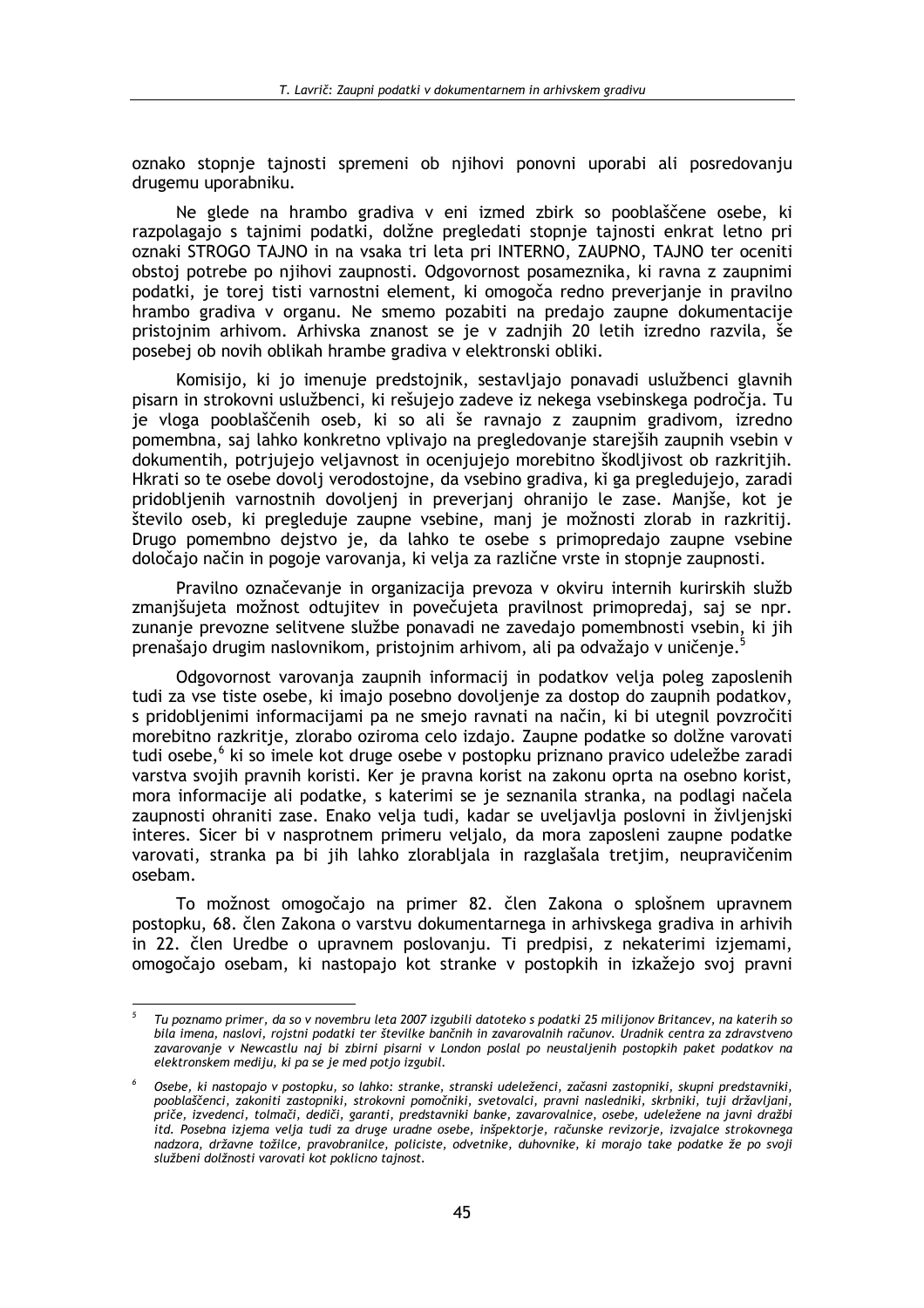oznako stopnje tajnosti spremeni ob njihovi ponovni uporabi ali posredovanju drugemu uporabniku.

Ne glede na hrambo gradiva v eni izmed zbirk so pooblaščene osebe, ki razpolagajo s tajnimi podatki, dolžne pregledati stopnje tajnosti enkrat letno pri oznaki STROGO TAJNO in na vsaka tri leta pri INTERNO, ZAUPNO, TAJNO ter oceniti obstoj potrebe po njihovi zaupnosti. Odgovornost posameznika, ki ravna z zaupnimi podatki, je torej tisti varnostni element, ki omogoča redno preverjanje in pravilno hrambo gradiva v organu. Ne smemo pozabiti na predajo zaupne dokumentacije pristojnim arhivom. Arhivska znanost se je v zadnjih 20 letih izredno razvila, še posebej ob novih oblikah hrambe gradiva v elektronski obliki.

Komisijo, ki jo imenuje predstojnik, sestavljajo ponavadi uslužbenci glavnih pisarn in strokovni uslužbenci, ki rešujejo zadeve iz nekega vsebinskega področja. Tu je vloga pooblaščenih oseb, ki so ali še ravnajo z zaupnim gradivom, izredno pomembna, saj lahko konkretno vplivajo na pregledovanje starejših zaupnih vsebin v dokumentih, potrjujejo veljavnost in ocenjujejo morebitno škodljivost ob razkritjih. Hkrati so te osebe dovolj verodostojne, da vsebino gradiva, ki ga pregledujejo, zaradi pridobljenih varnostnih dovoljenj in preverjanj ohranijo le zase. Manjše, kot je število oseb, ki pregleduje zaupne vsebine, manj je možnosti zlorab in razkritij. Drugo pomembno dejstvo je, da lahko te osebe s primopredajo zaupne vsebine določajo način in pogoje varovanja, ki velja za različne vrste in stopnje zaupnosti.

Pravilno označevanje in organizacija prevoza v okviru internih kurirskih služb zmanjšujeta možnost odtujitev in povečujeta pravilnost primopredaj, saj se npr. zunanje prevozne selitvene službe ponavadi ne zavedajo pomembnosti vsebin, ki jih prenašajo drugim naslovnikom, pristojnim arhivom, ali pa odvažajo v uničenje.[5]

Odgovornost varovanja zaupnih informacij in podatkov velja poleg zaposlenih tudi za vse tiste osebe, ki imajo posebno dovoljenje za dostop do zaupnih podatkov, s pridobljenimi informacijami pa ne smejo ravnati na način, ki bi utegnil povzročiti morebitno razkritje, zlorabo oziroma celo izdajo. Zaupne podatke so dolžne varovati tudi osebe,[6] ki so imele kot druge osebe v postopku priznano pravico udeležbe zaradi varstva svojih pravnih koristi. Ker je pravna korist na zakonu oprta na osebno korist, mora informacije ali podatke, s katerimi se je seznanila stranka, na podlagi načela zaupnosti ohraniti zase. Enako velja tudi, kadar se uveljavlja poslovni in življenjski interes. Sicer bi v nasprotnem primeru veljalo, da mora zaposleni zaupne podatke varovati, stranka pa bi jih lahko zlorabljala in razglašala tretjim, neupravičenim osebam.

To možnost omogočajo na primer 82. člen Zakona o splošnem upravnem postopku, 68. člen Zakona o varstvu dokumentarnega in arhivskega gradiva in arhivih in 22. člen Uredbe o upravnem poslovanju. Ti predpisi, z nekaterimi izjemami, omogočajo osebam, ki nastopajo kot stranke v postopkih in izkažejo svoj pravni

---

[5] *Tu poznamo primer, da so v novembru leta 2007 izgubili datoteko s podatki 25 milijonov Britancev, na katerih so bila imena, naslovi, rojstni podatki ter številke bančnih in zavarovalnih računov. Uradnik centra za zdravstveno zavarovanje v Newcastlu naj bi zbirni pisarni v London poslal po neustaljenih postopkih paket podatkov na elektronskem mediju, ki pa se je med potjo izgubil.*

[6] *Osebe, ki nastopajo v postopku, so lahko: stranke, stranski udeleženci, začasni zastopniki, skupni predstavniki, pooblaščenci, zakoniti zastopniki, strokovni pomočniki, svetovalci, pravni nasledniki, skrbniki, tuji državljani, priče, izvedenci, tolmači, dediči, garanti, predstavniki banke, zavarovalnice, osebe, udeležene na javni dražbi itd. Posebna izjema velja tudi za druge uradne osebe, inšpektorje, računske revizorje, izvajalce strokovnega nadzora, državne tožilce, pravobranilce, policiste, odvetnike, duhovnike, ki morajo take podatke že po svoji službeni dolžnosti varovati kot poklicno tajnost.*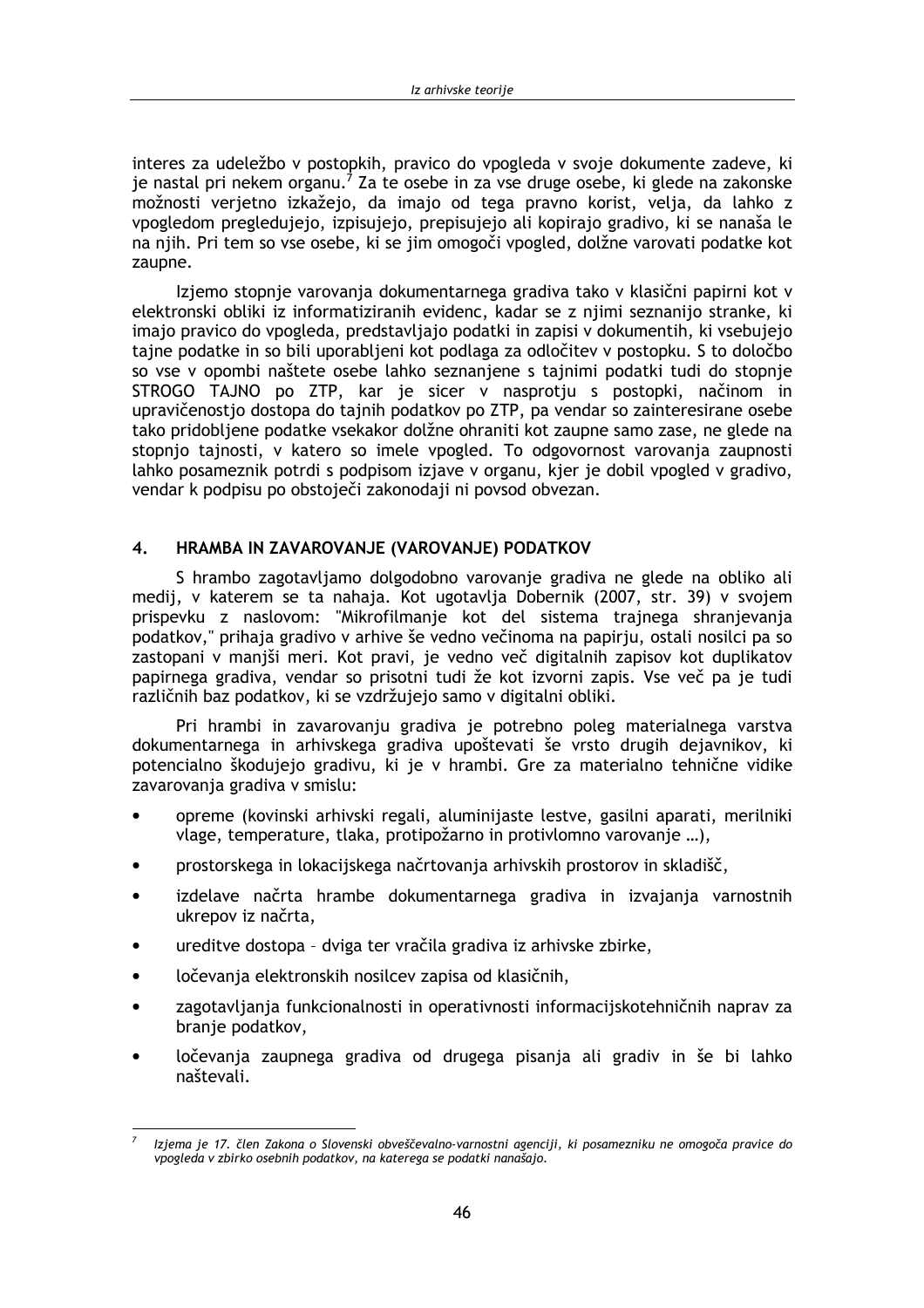interes za udeležbo v postopkih, pravico do vpogleda v svoje dokumente zadeve, ki je nastal pri nekem organu.[7] Za te osebe in za vse druge osebe, ki glede na zakonske možnosti verjetno izkažejo, da imajo od tega pravno korist, velja, da lahko z vpogledom pregledujejo, izpisujejo, prepisujejo ali kopirajo gradivo, ki se nanaša le na njih. Pri tem so vse osebe, ki se jim omogoči vpogled, dolžne varovati podatke kot zaupne.

Izjemo stopnje varovanja dokumentarnega gradiva tako v klasični papirni kot v elektronski obliki iz informatiziranih evidenc, kadar se z njimi seznanijo stranke, ki imajo pravico do vpogleda, predstavljajo podatki in zapisi v dokumentih, ki vsebujejo tajne podatke in so bili uporabljeni kot podlaga za odločitev v postopku. S to določbo so vse v opombi naštete osebe lahko seznanjene s tajnimi podatki tudi do stopnje STROGO TAJNO po ZTP, kar je sicer v nasprotju s postopki, načinom in upravičenostjo dostopa do tajnih podatkov po ZTP, pa vendar so zainteresirane osebe tako pridobljene podatke vsekakor dolžne ohraniti kot zaupne samo zase, ne glede na stopnjo tajnosti, v katero so imele vpogled. To odgovornost varovanja zaupnosti lahko posameznik potrdi s podpisom izjave v organu, kjer je dobil vpogled v gradivo, vendar k podpisu po obstoječi zakonodaji ni povsod obvezan.

## 4. HRAMBA IN ZAVAROVANJE (VAROVANJE) PODATKOV

S hrambo zagotavljamo dolgodobno varovanje gradiva ne glede na obliko ali medij, v katerem se ta nahaja. Kot ugotavlja Dobernik (2007, str. 39) v svojem prispevku z naslovom: "Mikrofilmanje kot del sistema trajnega shranjevanja podatkov," prihaja gradivo v arhive še vedno večinoma na papirju, ostali nosilci pa so zastopani v manjši meri. Kot pravi, je vedno več digitalnih zapisov kot duplikatov papirnega gradiva, vendar so prisotni tudi že kot izvorni zapis. Vse več pa je tudi različnih baz podatkov, ki se vzdržujejo samo v digitalni obliki.

Pri hrambi in zavarovanju gradiva je potrebno poleg materialnega varstva dokumentarnega in arhivskega gradiva upoštevati še vrsto drugih dejavnikov, ki potencialno škodujejo gradivu, ki je v hrambi. Gre za materialno tehnične vidike zavarovanja gradiva v smislu:

- opreme (kovinski arhivski regali, aluminijaste lestve, gasilni aparati, merilniki vlage, temperature, tlaka, protipožarno in protivlomno varovanje …),
- prostorskega in lokacijskega načrtovanja arhivskih prostorov in skladišč,
- izdelave načrta hrambe dokumentarnega gradiva in izvajanja varnostnih ukrepov iz načrta,
- ureditve dostopa – dviga ter vračila gradiva iz arhivske zbirke,
- ločevanja elektronskih nosilcev zapisa od klasičnih,
- zagotavljanja funkcionalnosti in operativnosti informacijskotehničnih naprav za branje podatkov,
- ločevanja zaupnega gradiva od drugega pisanja ali gradiv in še bi lahko naštevali.

---

[7] *Izjema je 17. člen Zakona o Slovenski obveščevalno-varnostni agenciji, ki posamezniku ne omogoča pravice do vpogleda v zbirko osebnih podatkov, na katerega se podatki nanašajo.*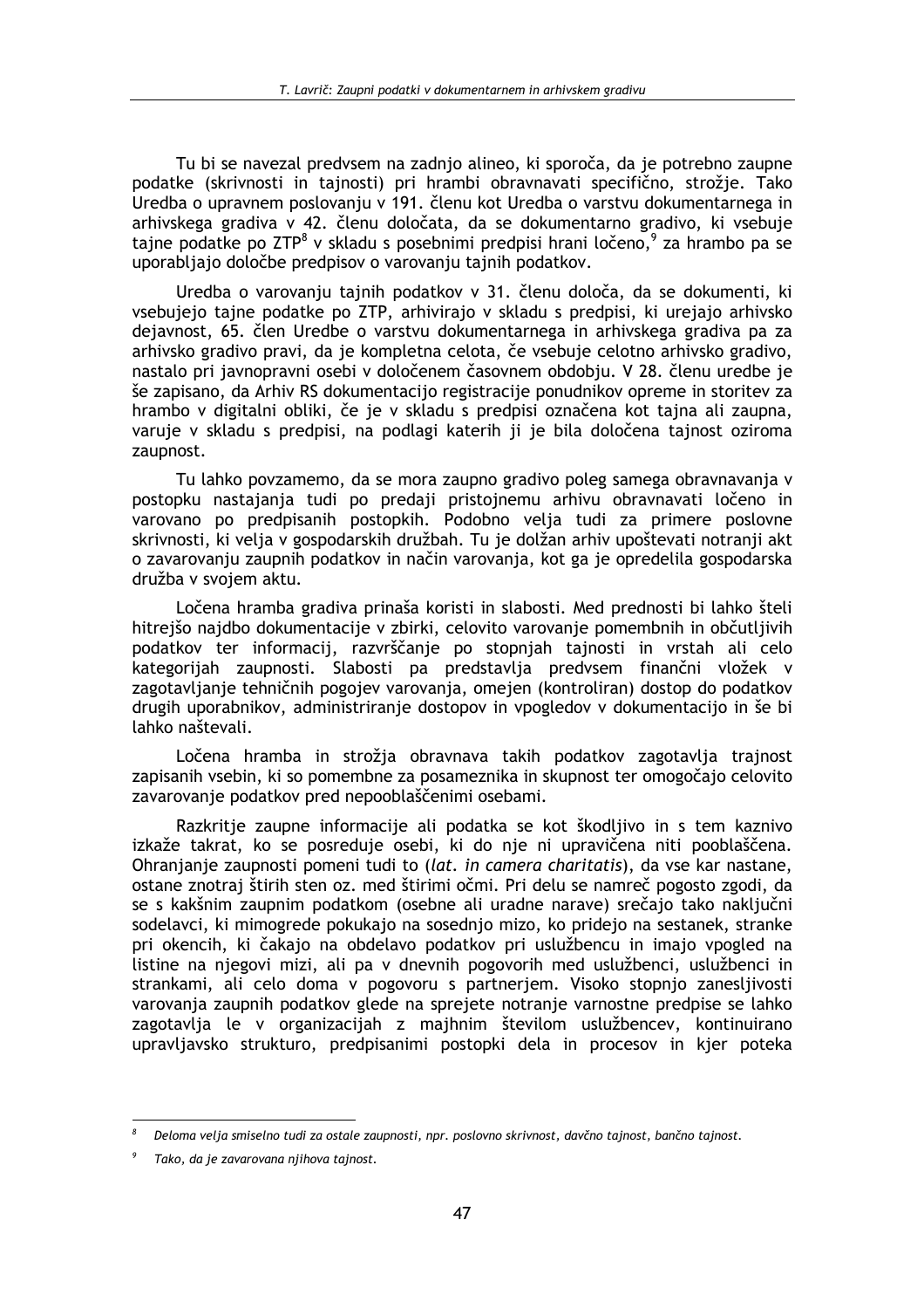Tu bi se navezal predvsem na zadnjo alineo, ki sporoča, da je potrebno zaupne podatke (skrivnosti in tajnosti) pri hrambi obravnavati specifično, strožje. Tako Uredba o upravnem poslovanju v 191. členu kot Uredba o varstvu dokumentarnega in arhivskega gradiva v 42. členu določata, da se dokumentarno gradivo, ki vsebuje tajne podatke po ZTP[8] v skladu s posebnimi predpisi hrani ločeno,[9] za hrambo pa se uporabljajo določbe predpisov o varovanju tajnih podatkov.

Uredba o varovanju tajnih podatkov v 31. členu določa, da se dokumenti, ki vsebujejo tajne podatke po ZTP, arhivirajo v skladu s predpisi, ki urejajo arhivsko dejavnost, 65. člen Uredbe o varstvu dokumentarnega in arhivskega gradiva pa za arhivsko gradivo pravi, da je kompletna celota, če vsebuje celotno arhivsko gradivo, nastalo pri javnopravni osebi v določenem časovnem obdobju. V 28. členu uredbe je še zapisano, da Arhiv RS dokumentacijo registracije ponudnikov opreme in storitev za hrambo v digitalni obliki, če je v skladu s predpisi označena kot tajna ali zaupna, varuje v skladu s predpisi, na podlagi katerih ji je bila določena tajnost oziroma zaupnost.

Tu lahko povzamemo, da se mora zaupno gradivo poleg samega obravnavanja v postopku nastajanja tudi po predaji pristojnemu arhivu obravnavati ločeno in varovano po predpisanih postopkih. Podobno velja tudi za primere poslovne skrivnosti, ki velja v gospodarskih družbah. Tu je dolžan arhiv upoštevati notranji akt o zavarovanju zaupnih podatkov in način varovanja, kot ga je opredelila gospodarska družba v svojem aktu.

Ločena hramba gradiva prinaša koristi in slabosti. Med prednosti bi lahko šteli hitrejšo najdbo dokumentacije v zbirki, celovito varovanje pomembnih in občutljivih podatkov ter informacij, razvrščanje po stopnjah tajnosti in vrstah ali celo kategorijah zaupnosti. Slabosti pa predstavlja predvsem finančni vložek v zagotavljanje tehničnih pogojev varovanja, omejen (kontroliran) dostop do podatkov drugih uporabnikov, administriranje dostopov in vpogledov v dokumentacijo in še bi lahko naštevali.

Ločena hramba in strožja obravnava takih podatkov zagotavlja trajnost zapisanih vsebin, ki so pomembne za posameznika in skupnost ter omogočajo celovito zavarovanje podatkov pred nepooblaščenimi osebami.

Razkritje zaupne informacije ali podatka se kot škodljivo in s tem kaznivo izkaže takrat, ko se posreduje osebi, ki do nje ni upravičena niti pooblaščena. Ohranjanje zaupnosti pomeni tudi to (*lat. in camera charitatis*), da vse kar nastane, ostane znotraj štirih sten oz. med štirimi očmi. Pri delu se namreč pogosto zgodi, da se s kakšnim zaupnim podatkom (osebne ali uradne narave) srečajo tako naključni sodelavci, ki mimogrede pokukajo na sosednjo mizo, ko pridejo na sestanek, stranke pri okencih, ki čakajo na obdelavo podatkov pri uslužbencu in imajo vpogled na listine na njegovi mizi, ali pa v dnevnih pogovorih med uslužbenci, uslužbenci in strankami, ali celo doma v pogovoru s partnerjem. Visoko stopnjo zanesljivosti varovanja zaupnih podatkov glede na sprejete notranje varnostne predpise se lahko zagotavlja le v organizacijah z majhnim številom uslužbencev, kontinuirano upravljavsko strukturo, predpisanimi postopki dela in procesov in kjer poteka

---

[8] *Deloma velja smiselno tudi za ostale zaupnosti, npr. poslovno skrivnost, davčno tajnost, bančno tajnost.*

[9] *Tako, da je zavarovana njihova tajnost.*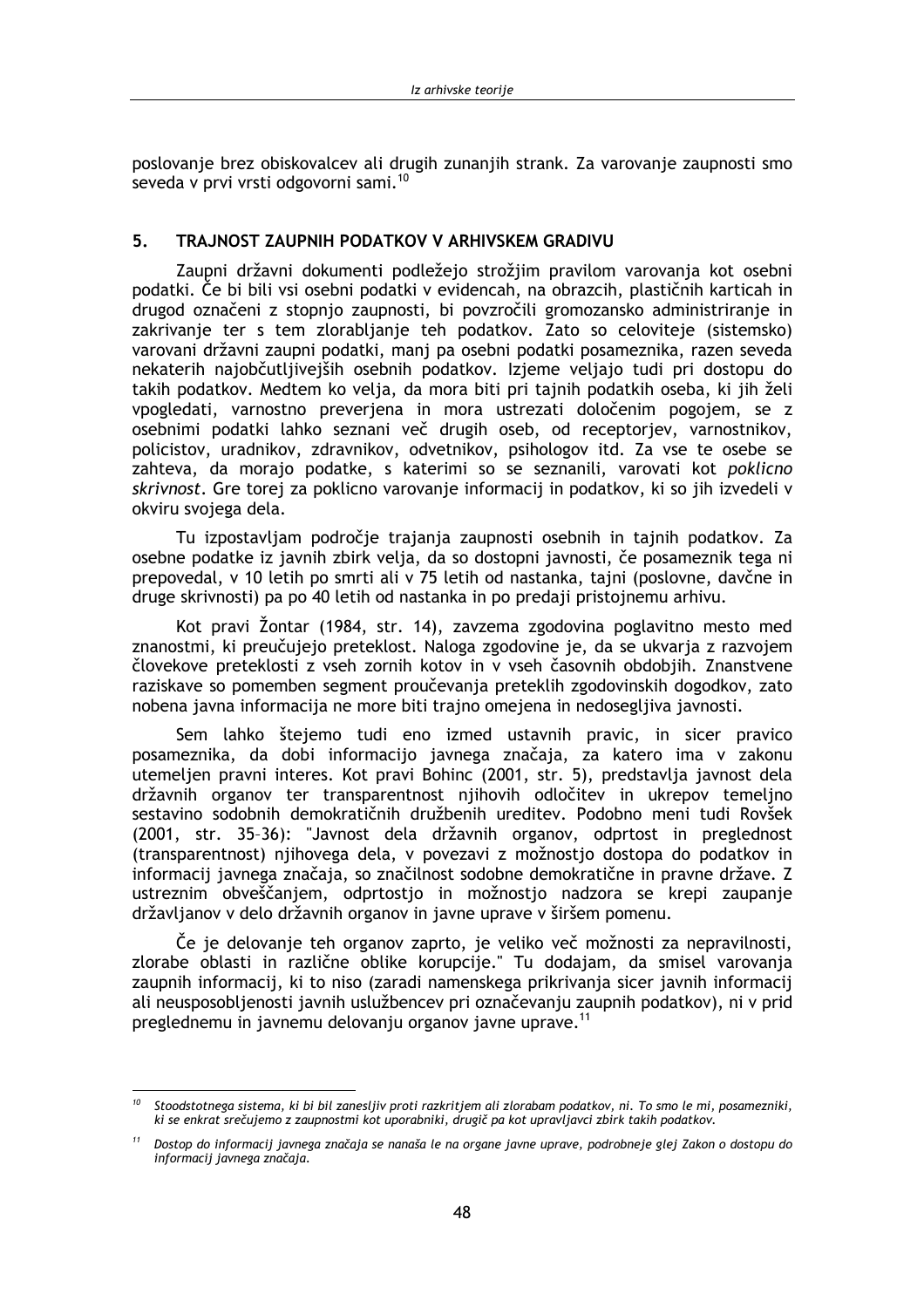poslovanje brez obiskovalcev ali drugih zunanjih strank. Za varovanje zaupnosti smo seveda v prvi vrsti odgovorni sami.[10]

## 5. TRAJNOST ZAUPNIH PODATKOV V ARHIVSKEM GRADIVU

Zaupni državni dokumenti podležejo strožjim pravilom varovanja kot osebni podatki. Če bi bili vsi osebni podatki v evidencah, na obrazcih, plastičnih karticah in drugod označeni z stopnjo zaupnosti, bi povzročili gromozansko administriranje in zakrivanje ter s tem zlorabljanje teh podatkov. Zato so celoviteje (sistemsko) varovani državni zaupni podatki, manj pa osebni podatki posameznika, razen seveda nekaterih najobčutljivejših osebnih podatkov. Izjeme veljajo tudi pri dostopu do takih podatkov. Medtem ko velja, da mora biti pri tajnih podatkih oseba, ki jih želi vpogledati, varnostno preverjena in mora ustrezati določenim pogojem, se z osebnimi podatki lahko seznani več drugih oseb, od receptorjev, varnostnikov, policistov, uradnikov, zdravnikov, odvetnikov, psihologov itd. Za vse te osebe se zahteva, da morajo podatke, s katerimi so se seznanili, varovati kot *poklicno skrivnost*. Gre torej za poklicno varovanje informacij in podatkov, ki so jih izvedeli v okviru svojega dela.

Tu izpostavljam področje trajanja zaupnosti osebnih in tajnih podatkov. Za osebne podatke iz javnih zbirk velja, da so dostopni javnosti, če posameznik tega ni prepovedal, v 10 letih po smrti ali v 75 letih od nastanka, tajni (poslovne, davčne in druge skrivnosti) pa po 40 letih od nastanka in po predaji pristojnemu arhivu.

Kot pravi Žontar (1984, str. 14), zavzema zgodovina poglavitno mesto med znanostmi, ki preučujejo preteklost. Naloga zgodovine je, da se ukvarja z razvojem človekove preteklosti z vseh zornih kotov in v vseh časovnih obdobjih. Znanstvene raziskave so pomemben segment proučevanja preteklih zgodovinskih dogodkov, zato nobena javna informacija ne more biti trajno omejena in nedosegljiva javnosti.

Sem lahko štejemo tudi eno izmed ustavnih pravic, in sicer pravico posameznika, da dobi informacijo javnega značaja, za katero ima v zakonu utemeljen pravni interes. Kot pravi Bohinc (2001, str. 5), predstavlja javnost dela državnih organov ter transparentnost njihovih odločitev in ukrepov temeljno sestavino sodobnih demokratičnih družbenih ureditev. Podobno meni tudi Rovšek (2001, str. 35–36): "Javnost dela državnih organov, odprtost in preglednost (transparentnost) njihovega dela, v povezavi z možnostjo dostopa do podatkov in informacij javnega značaja, so značilnost sodobne demokratične in pravne države. Z ustreznim obveščanjem, odprtostjo in možnostjo nadzora se krepi zaupanje državljanov v delo državnih organov in javne uprave v širšem pomenu.

Če je delovanje teh organov zaprto, je veliko več možnosti za nepravilnosti, zlorabe oblasti in različne oblike korupcije." Tu dodajam, da smisel varovanja zaupnih informacij, ki to niso (zaradi namenskega prikrivanja sicer javnih informacij ali neusposobljenosti javnih uslužbencev pri označevanju zaupnih podatkov), ni v prid preglednemu in javnemu delovanju organov javne uprave.[11]

---

[10] *Stoodstotnega sistema, ki bi bil zanesljiv proti razkritjem ali zlorabam podatkov, ni. To smo le mi, posamezniki, ki se enkrat srečujemo z zaupnostmi kot uporabniki, drugič pa kot upravljavci zbirk takih podatkov.*

[11] *Dostop do informacij javnega značaja se nanaša le na organe javne uprave, podrobneje glej Zakon o dostopu do informacij javnega značaja.*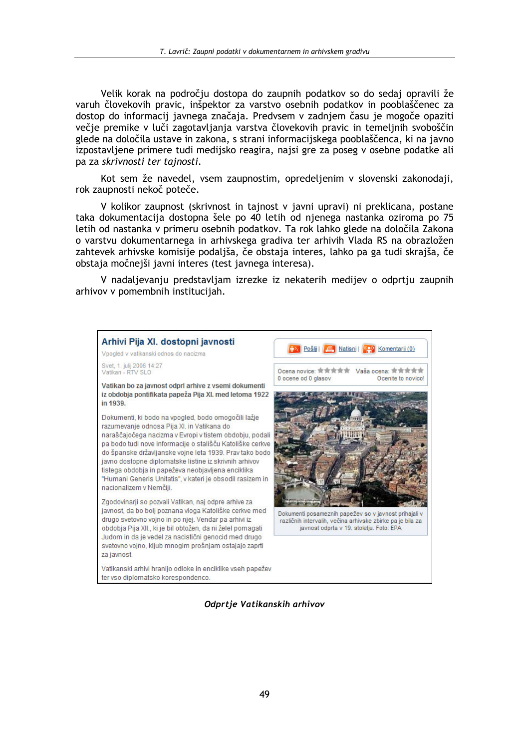Velik korak na področju dostopa do zaupnih podatkov so do sedaj opravili že varuh človekovih pravic, inšpektor za varstvo osebnih podatkov in pooblaščenec za dostop do informacij javnega značaja. Predvsem v zadnjem času je mogoče opaziti večje premike v luči zagotavljanja varstva človekovih pravic in temeljnih svoboščin glede na določila ustave in zakona, s strani informacijskega pooblaščenca, ki na javno izpostavljene primere tudi medijsko reagira, najsi gre za poseg v osebne podatke ali pa za *skrivnosti ter tajnosti*.

Kot sem že navedel, vsem zaupnostim, opredeljenim v slovenski zakonodaji, rok zaupnosti nekoč poteče.

V kolikor zaupnost (skrivnost in tajnost v javni upravi) ni preklicana, postane taka dokumentacija dostopna šele po 40 letih od njenega nastanka oziroma po 75 letih od nastanka v primeru osebnih podatkov. Ta rok lahko glede na določila Zakona o varstvu dokumentarnega in arhivskega gradiva ter arhivih Vlada RS na obrazložen zahtevek arhivske komisije podaljša, če obstaja interes, lahko pa ga tudi skrajša, če obstaja močnejši javni interes (test javnega interesa).

V nadaljevanju predstavljam izrezke iz nekaterih medijev o odprtju zaupnih arhivov v pomembnih institucijah.

**Arhivi Pija XI. dostopni javnosti**

Vpogled v vatikanski odnos do nacizma

Svet, 1. julij 2006 14:27
Vatikan - RTV SLO

Pošlji | Natisni | Komentarji (0)

Ocena novice: 0 ocene od 0 glasov
Vaša ocena: Ocenite to novico!

**Vatikan bo za javnost odprl arhive z vsemi dokumenti iz obdobja pontifikata papeža Pija XI. med letoma 1922 in 1939.**

Dokumenti, ki bodo na vpogled, bodo omogočili lažje razumevanje odnosa Pija XI. in Vatikana do naraščajočega nacizma v Evropi v tistem obdobju, podali pa bodo tudi nove informacije o stališču Katoliške cerkve do španske državljanske vojne leta 1939. Prav tako bodo javno dostopne diplomatske listine iz skrivnih arhivov tistega obdobja in papeževa neobjavljena enciklika "Humani Generis Unitatis", v kateri je obsodil rasizem in nacionalizem v Nemčiji.

Zgodovinarji so pozvali Vatikan, naj odpre arhive za javnost, da bo bolj poznana vloga Katoliške cerkve med drugo svetovno vojno in po njej. Vendar pa arhivi iz obdobja Pija XII., ki je bil obtožen, da ni želel pomagati Judom in da je vedel za nacistični genocid med drugo svetovno vojno, kljub mnogim prošnjam ostajajo zaprti za javnost.

Vatikanski arhivi hranijo odloke in enciklike vseh papežev ter vso diplomatsko korespondenco.

Dokumenti posameznih papežev so v javnost prihajali v različnih intervalih, večina arhivske zbirke pa je bila za javnost odprta v 19. stoletju. Foto: EPA

*Odprtje Vatikanskih arhivov*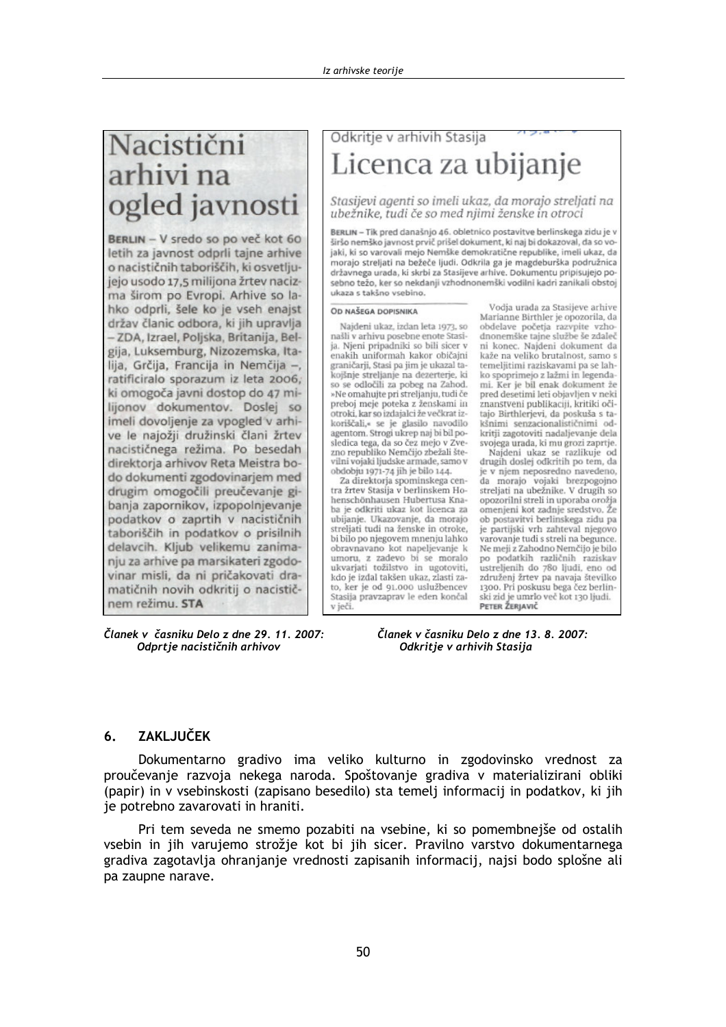# Nacistični arhivi na ogled javnosti

**BERLIN** – V sredo so po več kot 60 letih za javnost odprli tajne arhive o nacističnih taboriščih, ki osvetljujejo usodo 17,5 milijona žrtev nacizma širom po Evropi. Arhive so lahko odprli, šele ko je vseh enajst držav članic odbora, ki jih upravlja – ZDA, Izrael, Poljska, Britanija, Belgija, Luksemburg, Nizozemska, Italija, Grčija, Francija in Nemčija –, ratificiralo sporazum iz leta 2006, ki omogoča javni dostop do 47 milijonov dokumentov. Doslej so imeli dovoljenje za vpogled v arhive le najožji družinski člani žrtev nacističnega režima. Po besedah direktorja arhivov Reta Meistra bodo dokumenti zgodovinarjem med drugim omogočili preučevanje gibanja zapornikov, izpopolnjevanje podatkov o zaprtih v nacističnih taboriščih in podatkov o prisilnih delavcih. Kljub velikemu zanimanju za arhive pa marsikateri zgodovinar misli, da ni pričakovati dramatičnih novih odkritij o nacističnem režimu. **STA**

*Članek v časniku Delo z dne 29. 11. 2007: Odprtje nacističnih arhivov*

Odkritje v arhivih Stasija

# Licenca za ubijanje

*Stasijevi agenti so imeli ukaz, da morajo streljati na ubežnike, tudi če so med njimi ženske in otroci*

**BERLIN** – Tik pred današnjo 46. obletnico postavitve berlinskega zidu je v širšo nemško javnost prvič prišel dokument, ki naj bi dokazoval, da so vojaki, ki so varovali mejo Nemške demokratične republike, imeli ukaz, da morajo streljati na bežeče ljudi. Odkrila ga je magdeburška podružnica državnega urada, ki skrbi za Stasijeve arhive. Dokumentu pripisujejo posebno težo, ker so nekdanji vzhodnonemški vodilni kadri zanikali obstoj ukaza s takšno vsebino.

OD NAŠEGA DOPISNIKA

Najdeni ukaz, izdan leta 1973, so našli v arhivu posebne enote Stasija. Njeni pripadniki so bili sicer v enakih uniformah kakor običajni graničarji, Stasi pa jim je ukazal takojšnje streljanje na dezerterje, ki so se odločili za pobeg na Zahod. »Ne omahujte pri streljanju, tudi če preboj meje poteka z ženskami in otroki, kar so izdajalci že večkrat izkoriščali,« se je glasilo navodilo agentom. Strogi ukrep naj bi bil posledica tega, da so čez mejo v Zvezno republiko Nemčijo zbežali številni vojaki ljudske armade, samo v obdobju 1971-74 jih je bilo 144.

Za direktorja spominskega centra žrtev Stasija v berlinskem Hohenschönhausen Hubertusa Knaba je odkriti ukaz kot licenca za ubijanje. Ukazovanje, da morajo streljati tudi na ženske in otroke, bi bilo po njegovem mnenju lahko obravnavano kot napeljevanje k umoru, z zadevo bi se moralo ukvarjati tožilstvo in ugotoviti, kdo je izdal takšen ukaz, zlasti zato, ker je od 91.000 uslužbencev Stasija pravzaprav le eden končal v ječi.

Vodja urada za Stasijeve arhive Marianne Birthler je opozorila, da obdelave početja razvpite vzhodnonemške tajne službe še zdaleč ni konec. Najdeni dokument da kaže na veliko brutalnost, samo s temeljitimi raziskavami pa se lahko spoprimejo z lažmi in legendami. Ker je bil enak dokument že pred desetimi leti objavljen v neki znanstveni publikaciji, kritiki očitajo Birthlerjevi, da poskuša s takšnimi senzacionalističnimi odkritji zagotoviti nadaljevanje dela svojega urada, ki mu grozi zaprtje.

Najdeni ukaz se razlikuje od drugih doslej odkritih po tem, da je v njem neposredno navedeno, da morajo vojaki brezpogojno streljati na ubežnike. V drugih so opozorilni streli in uporaba orožja omenjeni kot zadnje sredstvo. Že ob postavitvi berlinskega zidu pa je partijski vrh zahteval njegovo varovanje tudi s streli na begunce. Ne meji z Zahodno Nemčijo je bilo po podatkih različnih raziskav ustreljenih do 780 ljudi, eno od združenj žrtev pa navaja številko 1300. Pri poskusu bega čez berlinski zid je umrlo več kot 130 ljudi.
**PETER ŽERJAVIČ**

*Članek v časniku Delo z dne 13. 8. 2007: Odkritje v arhivih Stasija*

## 6. ZAKLJUČEK

Dokumentarno gradivo ima veliko kulturno in zgodovinsko vrednost za proučevanje razvoja nekega naroda. Spoštovanje gradiva v materializirani obliki (papir) in v vsebinskosti (zapisano besedilo) sta temelj informacij in podatkov, ki jih je potrebno zavarovati in hraniti.

Pri tem seveda ne smemo pozabiti na vsebine, ki so pomembnejše od ostalih vsebin in jih varujemo strožje kot bi jih sicer. Pravilno varstvo dokumentarnega gradiva zagotavlja ohranjanje vrednosti zapisanih informacij, najsi bodo splošne ali pa zaupne narave.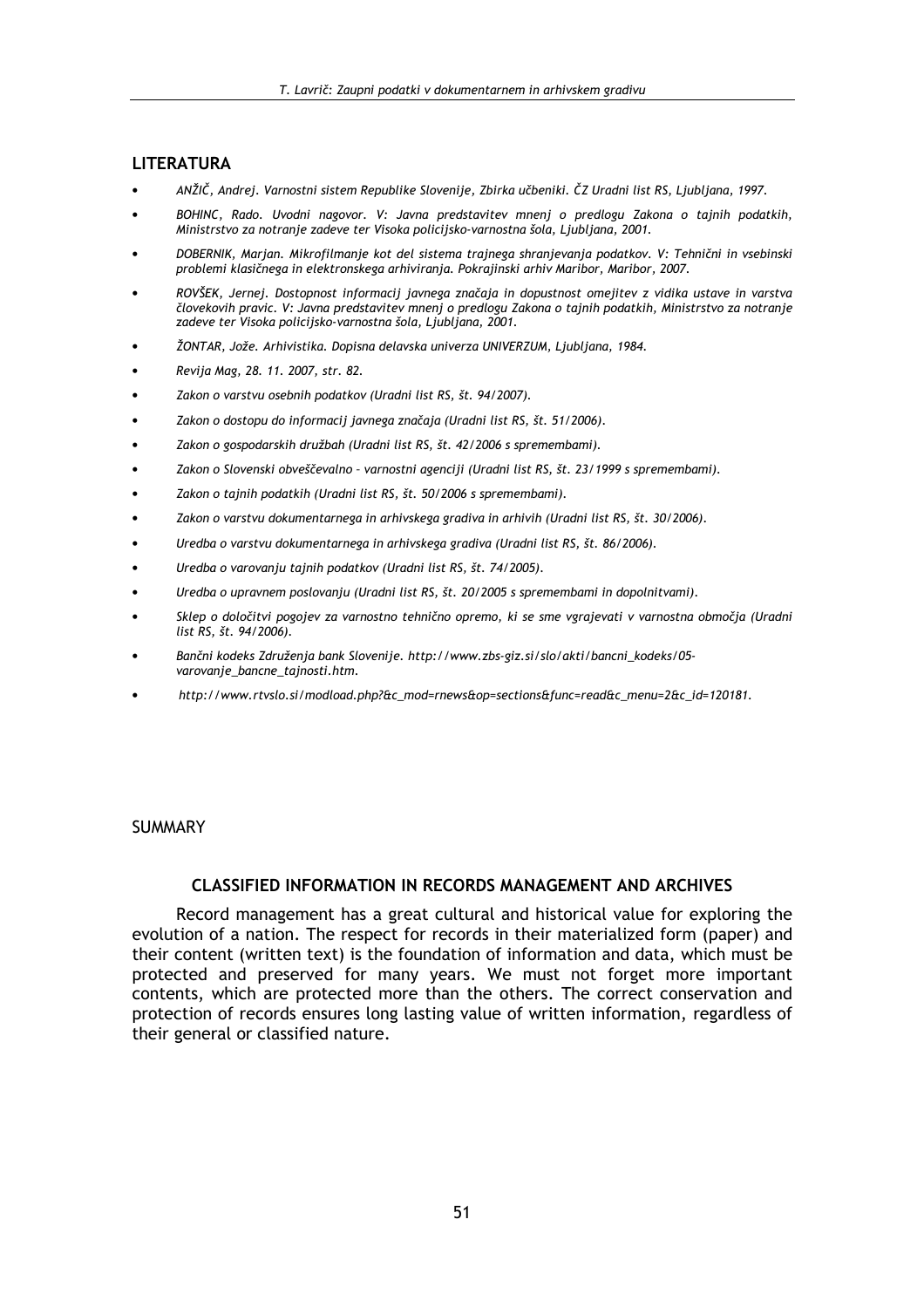## LITERATURA

- *ANŽIČ, Andrej. Varnostni sistem Republike Slovenije, Zbirka učbeniki. ČZ Uradni list RS, Ljubljana, 1997.*
- *BOHINC, Rado. Uvodni nagovor. V: Javna predstavitev mnenj o predlogu Zakona o tajnih podatkih, Ministrstvo za notranje zadeve ter Visoka policijsko-varnostna šola, Ljubljana, 2001.*
- *DOBERNIK, Marjan. Mikrofilmanje kot del sistema trajnega shranjevanja podatkov. V: Tehnični in vsebinski problemi klasičnega in elektronskega arhiviranja. Pokrajinski arhiv Maribor, Maribor, 2007.*
- *ROVŠEK, Jernej. Dostopnost informacij javnega značaja in dopustnost omejitev z vidika ustave in varstva človekovih pravic. V: Javna predstavitev mnenj o predlogu Zakona o tajnih podatkih, Ministrstvo za notranje zadeve ter Visoka policijsko-varnostna šola, Ljubljana, 2001.*
- *ŽONTAR, Jože. Arhivistika. Dopisna delavska univerza UNIVERZUM, Ljubljana, 1984.*
- *Revija Mag, 28. 11. 2007, str. 82.*
- *Zakon o varstvu osebnih podatkov (Uradni list RS, št. 94/2007).*
- *Zakon o dostopu do informacij javnega značaja (Uradni list RS, št. 51/2006).*
- *Zakon o gospodarskih družbah (Uradni list RS, št. 42/2006 s spremembami).*
- *Zakon o Slovenski obveščevalno – varnostni agenciji (Uradni list RS, št. 23/1999 s spremembami).*
- *Zakon o tajnih podatkih (Uradni list RS, št. 50/2006 s spremembami).*
- *Zakon o varstvu dokumentarnega in arhivskega gradiva in arhivih (Uradni list RS, št. 30/2006).*
- *Uredba o varstvu dokumentarnega in arhivskega gradiva (Uradni list RS, št. 86/2006).*
- *Uredba o varovanju tajnih podatkov (Uradni list RS, št. 74/2005).*
- *Uredba o upravnem poslovanju (Uradni list RS, št. 20/2005 s spremembami in dopolnitvami).*
- *Sklep o določitvi pogojev za varnostno tehnično opremo, ki se sme vgrajevati v varnostna območja (Uradni list RS, št. 94/2006).*
- *Bančni kodeks Združenja bank Slovenije. http://www.zbs-giz.si/slo/akti/bancni_kodeks/05-varovanje_bancne_tajnosti.htm.*
- *http://www.rtvslo.si/modload.php?&c_mod=rnews&op=sections&func=read&c_menu=2&c_id=120181.*

SUMMARY

### CLASSIFIED INFORMATION IN RECORDS MANAGEMENT AND ARCHIVES

Record management has a great cultural and historical value for exploring the evolution of a nation. The respect for records in their materialized form (paper) and their content (written text) is the foundation of information and data, which must be protected and preserved for many years. We must not forget more important contents, which are protected more than the others. The correct conservation and protection of records ensures long lasting value of written information, regardless of their general or classified nature.